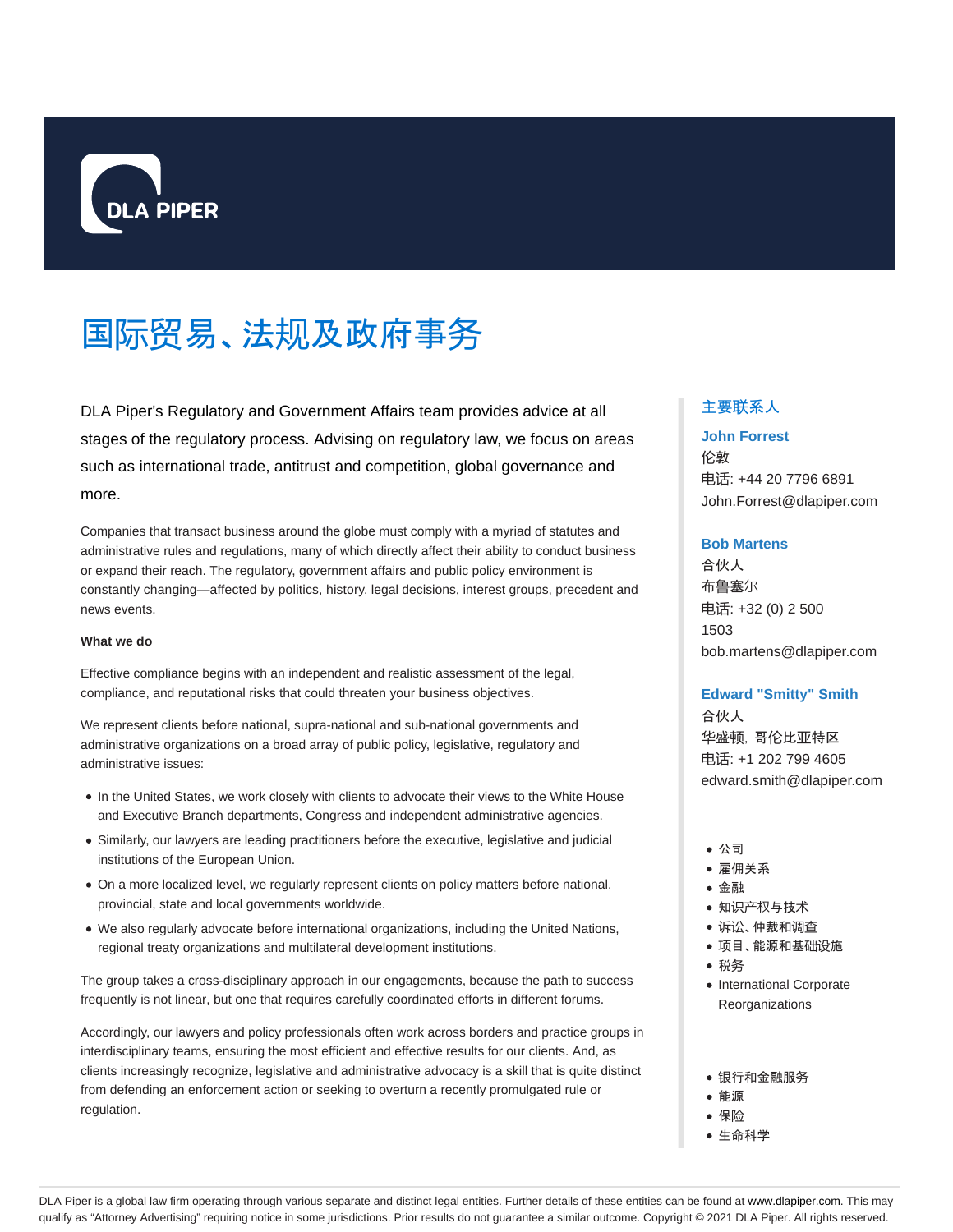DLA PIPER

# 国际贸易、法规及政府事务

DLA Piper's Regulatory and Government Affairs team provides advice at all stages of the regulatory process. Advising on regulatory law, we focus on areas such as international trade, antitrust and competition, global governance and more.

Companies that transact business around the globe must comply with a myriad of statutes and administrative rules and regulations, many of which directly affect their ability to conduct business or expand their reach. The regulatory, government affairs and public policy environment is constantly changing—affected by politics, history, legal decisions, interest groups, precedent and news events.

**What we do**

Effective compliance begins with an independent and realistic assessment of the legal, compliance, and reputational risks that could threaten your business objectives.

We represent clients before national, supra-national and sub-national governments and administrative organizations on a broad array of public policy, legislative, regulatory and administrative issues:

- In the United States, we work closely with clients to advocate their views to the White House and Executive Branch departments, Congress and independent administrative agencies.
- Similarly, our lawyers are leading practitioners before the executive, legislative and judicial institutions of the European Union.
- On a more localized level, we regularly represent clients on policy matters before national, provincial, state and local governments worldwide.
- We also regularly advocate before international organizations, including the United Nations, regional treaty organizations and multilateral development institutions.

The group takes a cross-disciplinary approach in our engagements, because the path to success frequently is not linear, but one that requires carefully coordinated efforts in different forums.

Accordingly, our lawyers and policy professionals often work across borders and practice groups in interdisciplinary teams, ensuring the most efficient and effective results for our clients. And, as clients increasingly recognize, legislative and administrative advocacy is a skill that is quite distinct from defending an enforcement action or seeking to overturn a recently promulgated rule or regulation.

## 主要联系人

**John Forrest**
伦敦
电话: +44 20 7796 6891
John.Forrest@dlapiper.com

**Bob Martens**
合伙人
布鲁塞尔
电话: +32 (0) 2 500 1503
bob.martens@dlapiper.com

**Edward "Smitty" Smith**
合伙人
华盛顿，哥伦比亚特区
电话: +1 202 799 4605
edward.smith@dlapiper.com

- 公司
- 雇佣关系
- 金融
- 知识产权与技术
- 诉讼、仲裁和调查
- 项目、能源和基础设施
- 税务
- International Corporate Reorganizations

- 银行和金融服务
- 能源
- 保险
- 生命科学

DLA Piper is a global law firm operating through various separate and distinct legal entities. Further details of these entities can be found at www.dlapiper.com. This may qualify as "Attorney Advertising" requiring notice in some jurisdictions. Prior results do not guarantee a similar outcome. Copyright © 2021 DLA Piper. All rights reserved.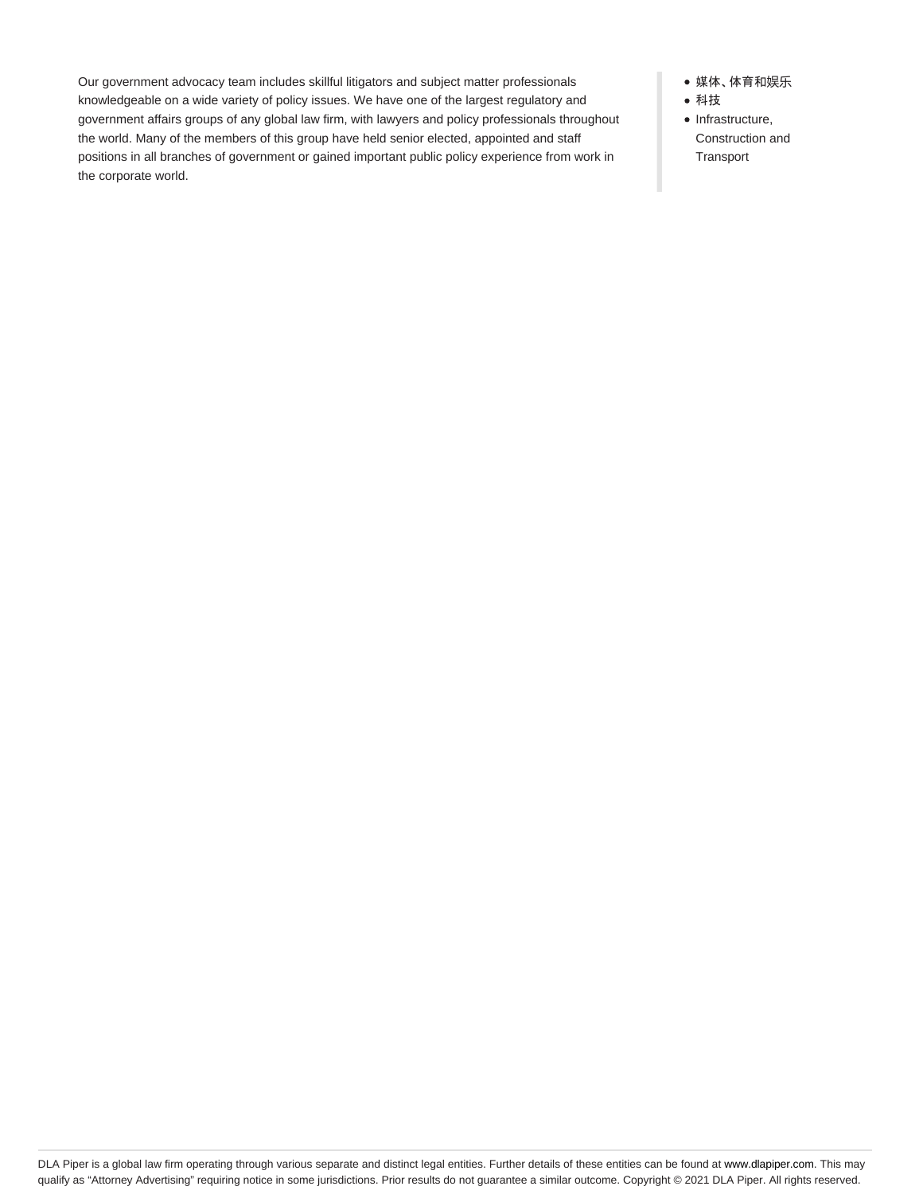Our government advocacy team includes skillful litigators and subject matter professionals knowledgeable on a wide variety of policy issues. We have one of the largest regulatory and government affairs groups of any global law firm, with lawyers and policy professionals throughout the world. Many of the members of this group have held senior elected, appointed and staff positions in all branches of government or gained important public policy experience from work in the corporate world.

- 媒体、体育和娱乐
- 科技
- Infrastructure, Construction and Transport

DLA Piper is a global law firm operating through various separate and distinct legal entities. Further details of these entities can be found at www.dlapiper.com. This may qualify as “Attorney Advertising” requiring notice in some jurisdictions. Prior results do not guarantee a similar outcome. Copyright © 2021 DLA Piper. All rights reserved.